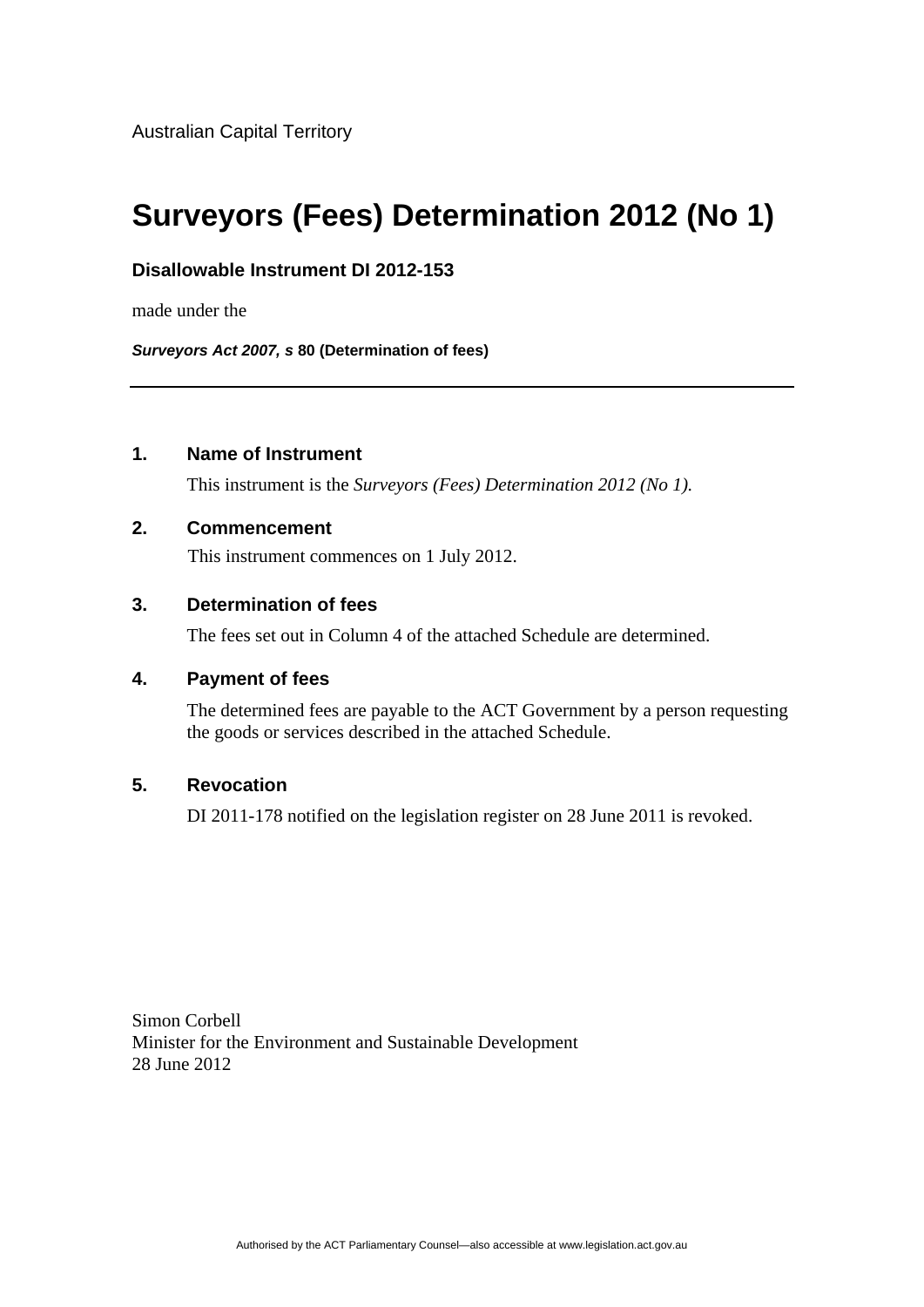Australian Capital Territory

# Surveyors (Fees) Determination 2012 (No 1)

**Disallowable Instrument DI 2012-153**

made under the

***Surveyors Act 2007, s*** **80 (Determination of fees)**

---

### 1. Name of Instrument

This instrument is the *Surveyors (Fees) Determination 2012 (No 1).*

### 2. Commencement

This instrument commences on 1 July 2012.

### 3. Determination of fees

The fees set out in Column 4 of the attached Schedule are determined.

### 4. Payment of fees

The determined fees are payable to the ACT Government by a person requesting the goods or services described in the attached Schedule.

### 5. Revocation

DI 2011-178 notified on the legislation register on 28 June 2011 is revoked.

Simon Corbell
Minister for the Environment and Sustainable Development
28 June 2012

Authorised by the ACT Parliamentary Counsel—also accessible at www.legislation.act.gov.au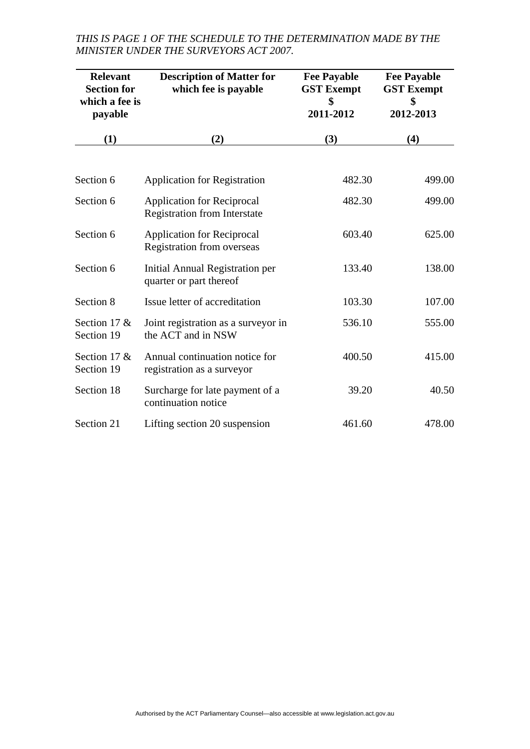*THIS IS PAGE 1 OF THE SCHEDULE TO THE DETERMINATION MADE BY THE MINISTER UNDER THE SURVEYORS ACT 2007.*

| **Relevant Section for which a fee is payable** | **Description of Matter for which fee is payable** | **Fee Payable GST Exempt $ 2011-2012** | **Fee Payable GST Exempt $ 2012-2013** |
|---|---|---|---|
| **(1)** | **(2)** | **(3)** | **(4)** |
| Section 6 | Application for Registration | 482.30 | 499.00 |
| Section 6 | Application for Reciprocal Registration from Interstate | 482.30 | 499.00 |
| Section 6 | Application for Reciprocal Registration from overseas | 603.40 | 625.00 |
| Section 6 | Initial Annual Registration per quarter or part thereof | 133.40 | 138.00 |
| Section 8 | Issue letter of accreditation | 103.30 | 107.00 |
| Section 17 & Section 19 | Joint registration as a surveyor in the ACT and in NSW | 536.10 | 555.00 |
| Section 17 & Section 19 | Annual continuation notice for registration as a surveyor | 400.50 | 415.00 |
| Section 18 | Surcharge for late payment of a continuation notice | 39.20 | 40.50 |
| Section 21 | Lifting section 20 suspension | 461.60 | 478.00 |